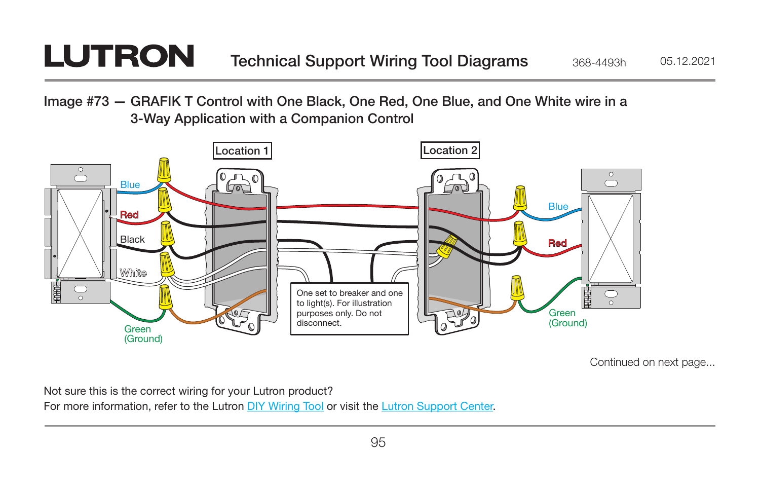# Image #73 — GRAFIK T Control with One Black, One Red, One Blue, and One White wire in a 3-Way Application with a Companion Control

Location 1

Location 2

Blue

Red

Black

White

Green (Ground)

Blue

Red

Green (Ground)

One set to breaker and one to light(s). For illustration purposes only. Do not disconnect.

Continued on next page...

Not sure this is the correct wiring for your Lutron product?
For more information, refer to the Lutron DIY Wiring Tool or visit the Lutron Support Center.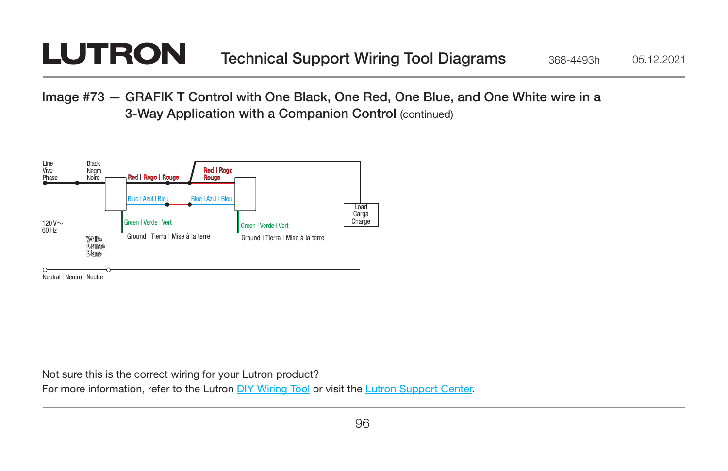Image #73 — GRAFIK T Control with One Black, One Red, One Blue, and One White wire in a 3-Way Application with a Companion Control (continued)

Line
Vivo
Phase

Black
Negro
Noire

Red | Rogo | Rouge

Red | Rogo
Rouge

Blue | Azul | Bleu

Blue | Azul | Bleu

Load
Carga
Charge

120 V~
60 Hz

Green | Verde | Vert

Ground | Tierra | Mise à la terre

Green | Verde | Vert

Ground | Tierra | Mise à la terre

White
Blanco
Blanc

Neutral | Neutro | Neutre

Not sure this is the correct wiring for your Lutron product?
For more information, refer to the Lutron DIY Wiring Tool or visit the Lutron Support Center.